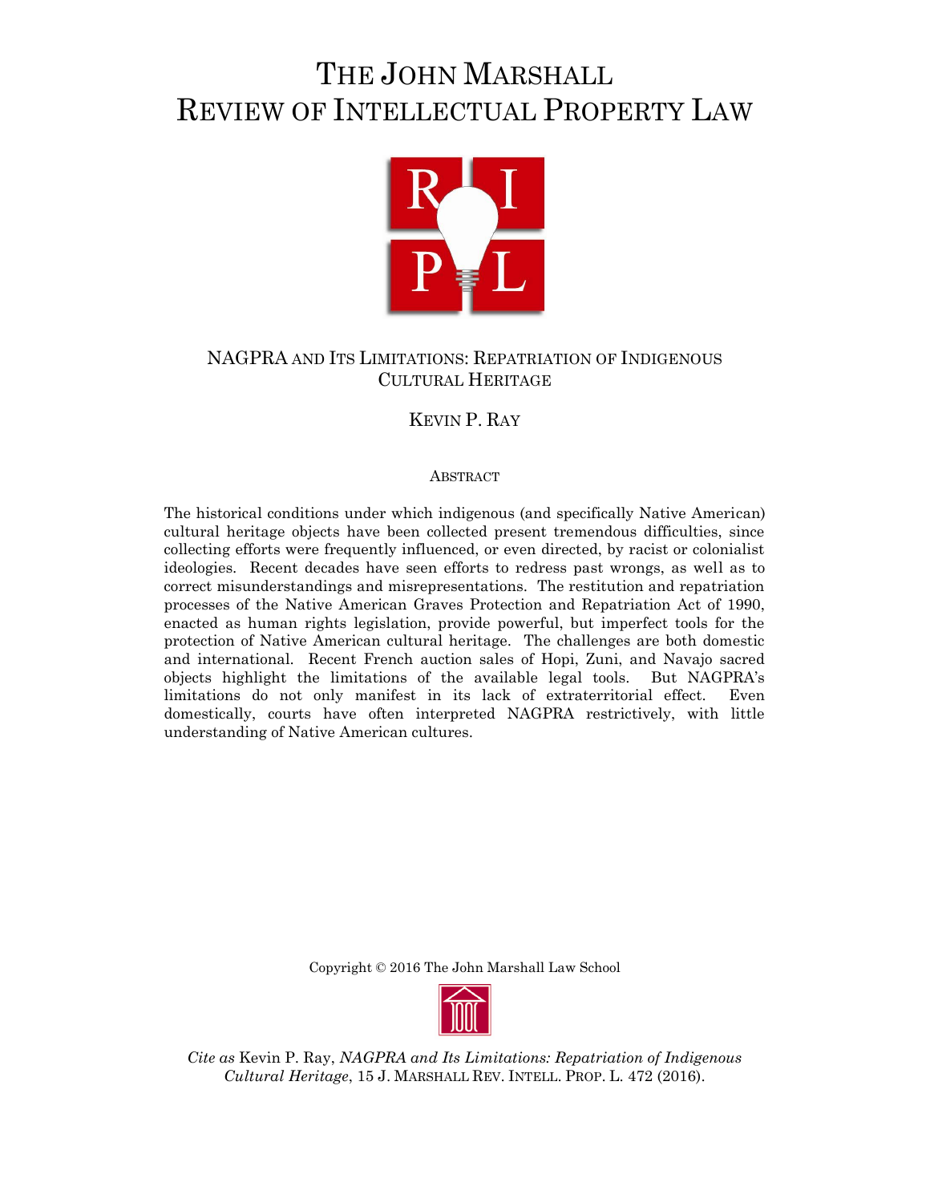# THE JOHN MARSHALL REVIEW OF INTELLECTUAL PROPERTY LAW

## NAGPRA AND ITS LIMITATIONS: REPATRIATION OF INDIGENOUS CULTURAL HERITAGE

KEVIN P. RAY

ABSTRACT

The historical conditions under which indigenous (and specifically Native American) cultural heritage objects have been collected present tremendous difficulties, since collecting efforts were frequently influenced, or even directed, by racist or colonialist ideologies. Recent decades have seen efforts to redress past wrongs, as well as to correct misunderstandings and misrepresentations. The restitution and repatriation processes of the Native American Graves Protection and Repatriation Act of 1990, enacted as human rights legislation, provide powerful, but imperfect tools for the protection of Native American cultural heritage. The challenges are both domestic and international. Recent French auction sales of Hopi, Zuni, and Navajo sacred objects highlight the limitations of the available legal tools. But NAGPRA's limitations do not only manifest in its lack of extraterritorial effect. Even domestically, courts have often interpreted NAGPRA restrictively, with little understanding of Native American cultures.

Copyright © 2016 The John Marshall Law School

*Cite as* Kevin P. Ray, *NAGPRA and Its Limitations: Repatriation of Indigenous Cultural Heritage*, 15 J. MARSHALL REV. INTELL. PROP. L. 472 (2016).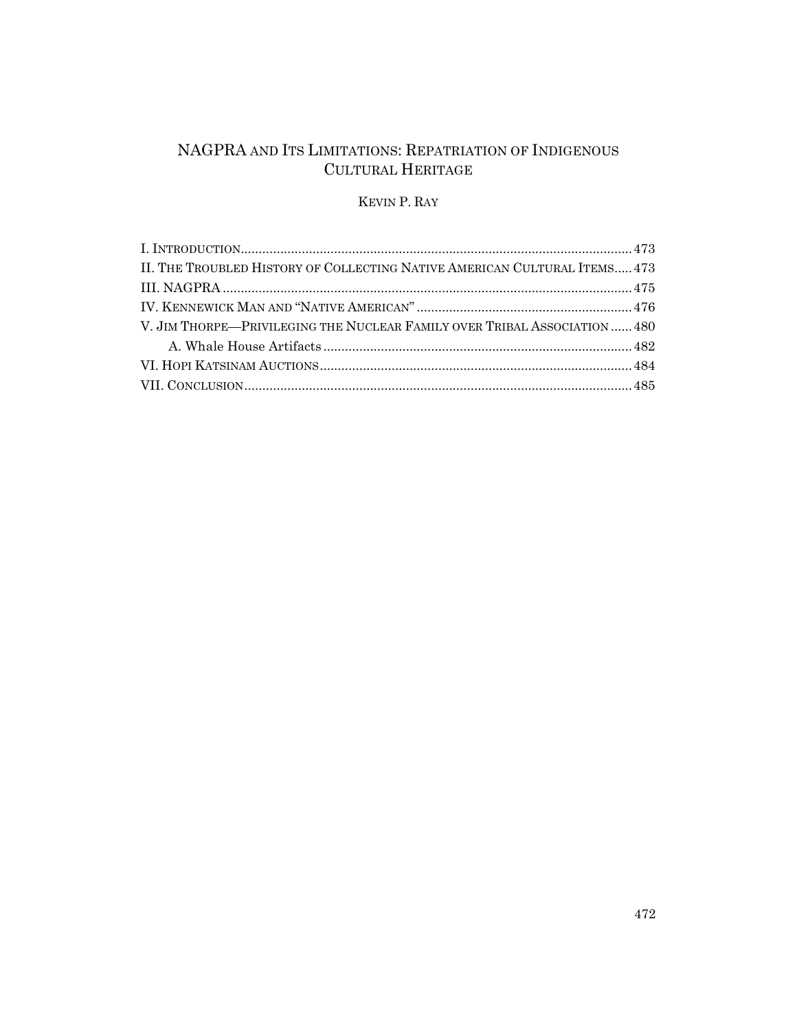# NAGPRA AND ITS LIMITATIONS: REPATRIATION OF INDIGENOUS CULTURAL HERITAGE

KEVIN P. RAY

I. INTRODUCTION ........................................................ 473
II. THE TROUBLED HISTORY OF COLLECTING NATIVE AMERICAN CULTURAL ITEMS ..... 473
III. NAGPRA ........................................................ 475
IV. KENNEWICK MAN AND "NATIVE AMERICAN" ........................................................ 476
V. JIM THORPE—PRIVILEGING THE NUCLEAR FAMILY OVER TRIBAL ASSOCIATION ...... 480
    A. Whale House Artifacts ........................................................ 482
VI. HOPI KATSINAM AUCTIONS ........................................................ 484
VII. CONCLUSION ........................................................ 485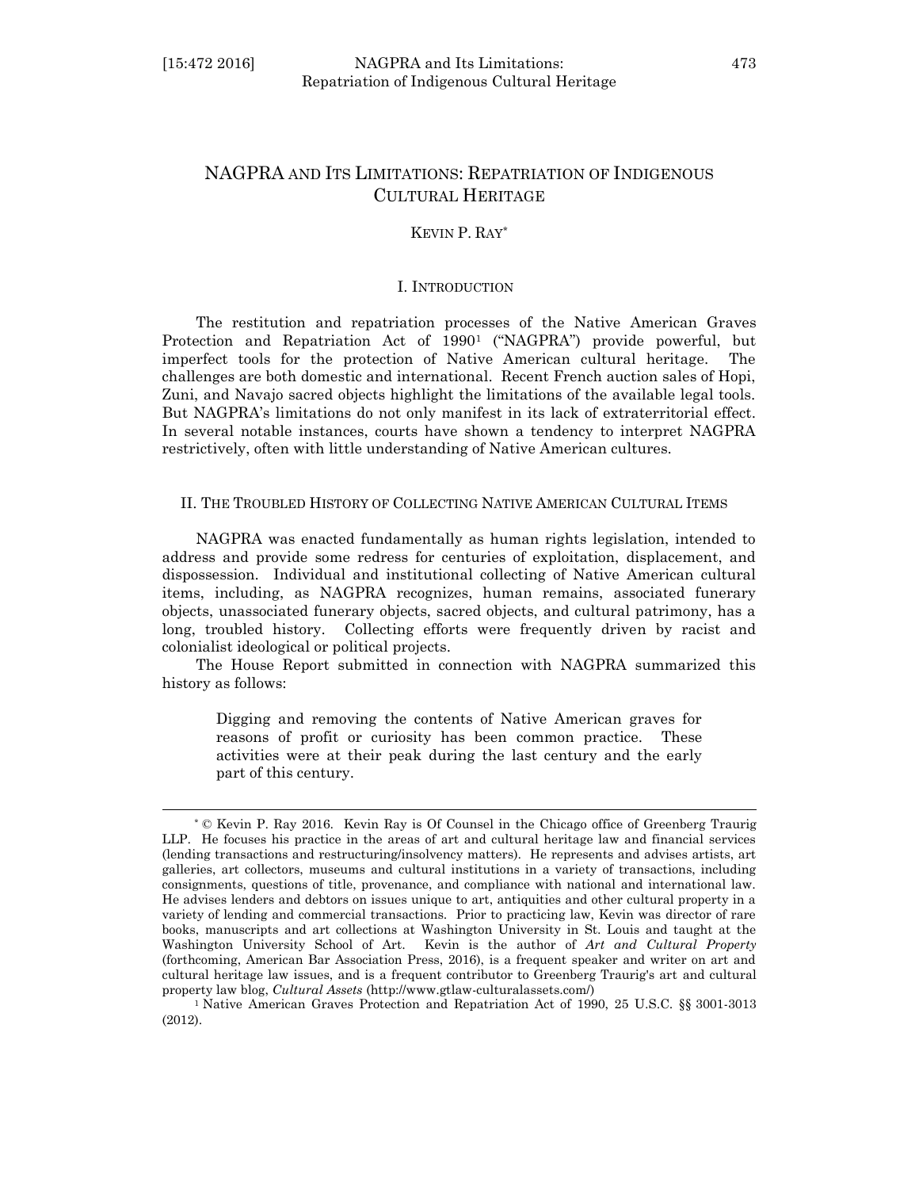# NAGPRA AND ITS LIMITATIONS: REPATRIATION OF INDIGENOUS CULTURAL HERITAGE

KEVIN P. RAY[*]

## I. INTRODUCTION

The restitution and repatriation processes of the Native American Graves Protection and Repatriation Act of 1990[1] ("NAGPRA") provide powerful, but imperfect tools for the protection of Native American cultural heritage. The challenges are both domestic and international. Recent French auction sales of Hopi, Zuni, and Navajo sacred objects highlight the limitations of the available legal tools. But NAGPRA's limitations do not only manifest in its lack of extraterritorial effect. In several notable instances, courts have shown a tendency to interpret NAGPRA restrictively, often with little understanding of Native American cultures.

## II. THE TROUBLED HISTORY OF COLLECTING NATIVE AMERICAN CULTURAL ITEMS

NAGPRA was enacted fundamentally as human rights legislation, intended to address and provide some redress for centuries of exploitation, displacement, and dispossession. Individual and institutional collecting of Native American cultural items, including, as NAGPRA recognizes, human remains, associated funerary objects, unassociated funerary objects, sacred objects, and cultural patrimony, has a long, troubled history. Collecting efforts were frequently driven by racist and colonialist ideological or political projects.

The House Report submitted in connection with NAGPRA summarized this history as follows:

> Digging and removing the contents of Native American graves for reasons of profit or curiosity has been common practice. These activities were at their peak during the last century and the early part of this century.

---

[*] © Kevin P. Ray 2016. Kevin Ray is Of Counsel in the Chicago office of Greenberg Traurig LLP. He focuses his practice in the areas of art and cultural heritage law and financial services (lending transactions and restructuring/insolvency matters). He represents and advises artists, art galleries, art collectors, museums and cultural institutions in a variety of transactions, including consignments, questions of title, provenance, and compliance with national and international law. He advises lenders and debtors on issues unique to art, antiquities and other cultural property in a variety of lending and commercial transactions. Prior to practicing law, Kevin was director of rare books, manuscripts and art collections at Washington University in St. Louis and taught at the Washington University School of Art. Kevin is the author of *Art and Cultural Property* (forthcoming, American Bar Association Press, 2016), is a frequent speaker and writer on art and cultural heritage law issues, and is a frequent contributor to Greenberg Traurig's art and cultural property law blog, *Cultural Assets* (http://www.gtlaw-culturalassets.com/)

[1] Native American Graves Protection and Repatriation Act of 1990, 25 U.S.C. §§ 3001-3013 (2012).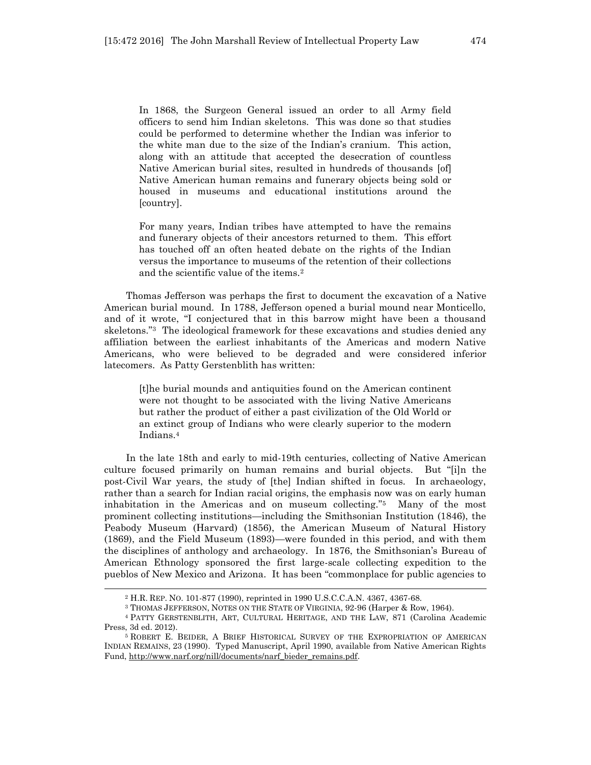> In 1868, the Surgeon General issued an order to all Army field officers to send him Indian skeletons. This was done so that studies could be performed to determine whether the Indian was inferior to the white man due to the size of the Indian's cranium. This action, along with an attitude that accepted the desecration of countless Native American burial sites, resulted in hundreds of thousands [of] Native American human remains and funerary objects being sold or housed in museums and educational institutions around the [country].
>
> For many years, Indian tribes have attempted to have the remains and funerary objects of their ancestors returned to them. This effort has touched off an often heated debate on the rights of the Indian versus the importance to museums of the retention of their collections and the scientific value of the items.[2]

Thomas Jefferson was perhaps the first to document the excavation of a Native American burial mound. In 1788, Jefferson opened a burial mound near Monticello, and of it wrote, "I conjectured that in this barrow might have been a thousand skeletons."[3] The ideological framework for these excavations and studies denied any affiliation between the earliest inhabitants of the Americas and modern Native Americans, who were believed to be degraded and were considered inferior latecomers. As Patty Gerstenblith has written:

> [t]he burial mounds and antiquities found on the American continent were not thought to be associated with the living Native Americans but rather the product of either a past civilization of the Old World or an extinct group of Indians who were clearly superior to the modern Indians.[4]

In the late 18th and early to mid-19th centuries, collecting of Native American culture focused primarily on human remains and burial objects. But "[i]n the post-Civil War years, the study of [the] Indian shifted in focus. In archaeology, rather than a search for Indian racial origins, the emphasis now was on early human inhabitation in the Americas and on museum collecting."[5] Many of the most prominent collecting institutions—including the Smithsonian Institution (1846), the Peabody Museum (Harvard) (1856), the American Museum of Natural History (1869), and the Field Museum (1893)—were founded in this period, and with them the disciplines of anthology and archaeology. In 1876, the Smithsonian's Bureau of American Ethnology sponsored the first large-scale collecting expedition to the pueblos of New Mexico and Arizona. It has been "commonplace for public agencies to

---

[2] H.R. REP. NO. 101-877 (1990), reprinted in 1990 U.S.C.C.A.N. 4367, 4367-68.

[3] THOMAS JEFFERSON, NOTES ON THE STATE OF VIRGINIA, 92-96 (Harper & Row, 1964).

[4] PATTY GERSTENBLITH, ART, CULTURAL HERITAGE, AND THE LAW, 871 (Carolina Academic Press, 3d ed. 2012).

[5] ROBERT E. BEIDER, A BRIEF HISTORICAL SURVEY OF THE EXPROPRIATION OF AMERICAN INDIAN REMAINS, 23 (1990). Typed Manuscript, April 1990, available from Native American Rights Fund, http://www.narf.org/nill/documents/narf_bieder_remains.pdf.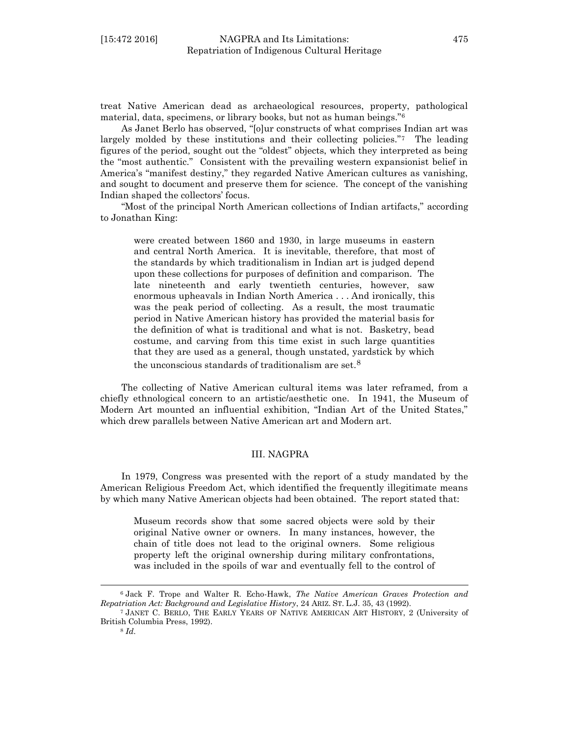treat Native American dead as archaeological resources, property, pathological material, data, specimens, or library books, but not as human beings."[6]

As Janet Berlo has observed, "[o]ur constructs of what comprises Indian art was largely molded by these institutions and their collecting policies."[7] The leading figures of the period, sought out the "oldest" objects, which they interpreted as being the "most authentic." Consistent with the prevailing western expansionist belief in America's "manifest destiny," they regarded Native American cultures as vanishing, and sought to document and preserve them for science. The concept of the vanishing Indian shaped the collectors' focus.

"Most of the principal North American collections of Indian artifacts," according to Jonathan King:

> were created between 1860 and 1930, in large museums in eastern and central North America. It is inevitable, therefore, that most of the standards by which traditionalism in Indian art is judged depend upon these collections for purposes of definition and comparison. The late nineteenth and early twentieth centuries, however, saw enormous upheavals in Indian North America . . . And ironically, this was the peak period of collecting. As a result, the most traumatic period in Native American history has provided the material basis for the definition of what is traditional and what is not. Basketry, bead costume, and carving from this time exist in such large quantities that they are used as a general, though unstated, yardstick by which the unconscious standards of traditionalism are set.[8]

The collecting of Native American cultural items was later reframed, from a chiefly ethnological concern to an artistic/aesthetic one. In 1941, the Museum of Modern Art mounted an influential exhibition, "Indian Art of the United States," which drew parallels between Native American art and Modern art.

## III. NAGPRA

In 1979, Congress was presented with the report of a study mandated by the American Religious Freedom Act, which identified the frequently illegitimate means by which many Native American objects had been obtained. The report stated that:

> Museum records show that some sacred objects were sold by their original Native owner or owners. In many instances, however, the chain of title does not lead to the original owners. Some religious property left the original ownership during military confrontations, was included in the spoils of war and eventually fell to the control of

---

[6] Jack F. Trope and Walter R. Echo-Hawk, *The Native American Graves Protection and Repatriation Act: Background and Legislative History*, 24 ARIZ. ST. L.J. 35, 43 (1992).

[7] JANET C. BERLO, THE EARLY YEARS OF NATIVE AMERICAN ART HISTORY, 2 (University of British Columbia Press, 1992).

[8] *Id*.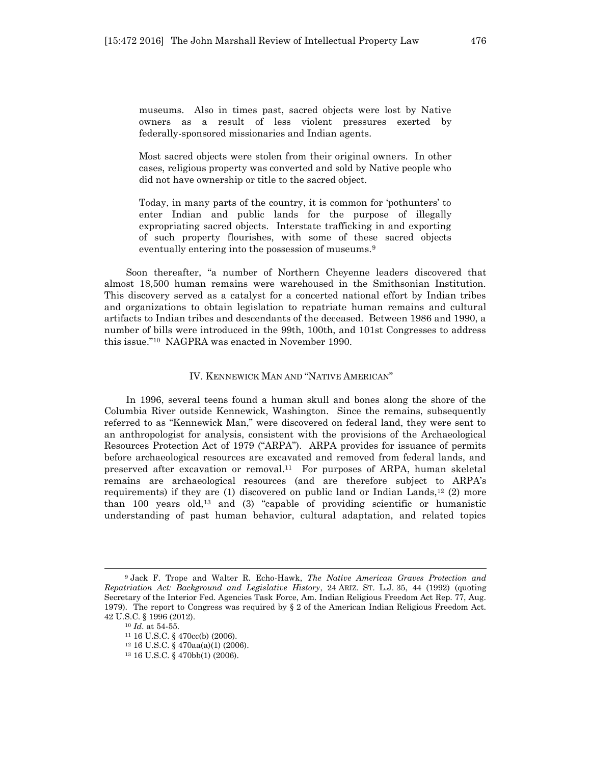> museums. Also in times past, sacred objects were lost by Native owners as a result of less violent pressures exerted by federally-sponsored missionaries and Indian agents.
>
> Most sacred objects were stolen from their original owners. In other cases, religious property was converted and sold by Native people who did not have ownership or title to the sacred object.
>
> Today, in many parts of the country, it is common for 'pothunters' to enter Indian and public lands for the purpose of illegally expropriating sacred objects. Interstate trafficking in and exporting of such property flourishes, with some of these sacred objects eventually entering into the possession of museums.[9]

Soon thereafter, "a number of Northern Cheyenne leaders discovered that almost 18,500 human remains were warehoused in the Smithsonian Institution. This discovery served as a catalyst for a concerted national effort by Indian tribes and organizations to obtain legislation to repatriate human remains and cultural artifacts to Indian tribes and descendants of the deceased. Between 1986 and 1990, a number of bills were introduced in the 99th, 100th, and 101st Congresses to address this issue."[10] NAGPRA was enacted in November 1990.

## IV. KENNEWICK MAN AND "NATIVE AMERICAN"

In 1996, several teens found a human skull and bones along the shore of the Columbia River outside Kennewick, Washington. Since the remains, subsequently referred to as "Kennewick Man," were discovered on federal land, they were sent to an anthropologist for analysis, consistent with the provisions of the Archaeological Resources Protection Act of 1979 ("ARPA"). ARPA provides for issuance of permits before archaeological resources are excavated and removed from federal lands, and preserved after excavation or removal.[11] For purposes of ARPA, human skeletal remains are archaeological resources (and are therefore subject to ARPA's requirements) if they are (1) discovered on public land or Indian Lands,[12] (2) more than 100 years old,[13] and (3) "capable of providing scientific or humanistic understanding of past human behavior, cultural adaptation, and related topics

---

[9] Jack F. Trope and Walter R. Echo-Hawk, *The Native American Graves Protection and Repatriation Act: Background and Legislative History*, 24 ARIZ. ST. L.J. 35, 44 (1992) (quoting Secretary of the Interior Fed. Agencies Task Force, Am. Indian Religious Freedom Act Rep. 77, Aug. 1979). The report to Congress was required by § 2 of the American Indian Religious Freedom Act. 42 U.S.C. § 1996 (2012).

[10] *Id.* at 54-55.

[11] 16 U.S.C. § 470cc(b) (2006).

[12] 16 U.S.C. § 470aa(a)(1) (2006).

[13] 16 U.S.C. § 470bb(1) (2006).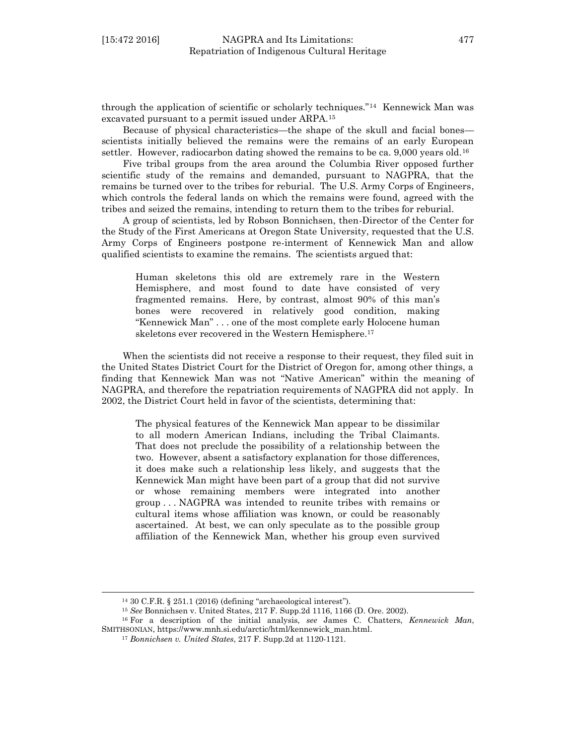through the application of scientific or scholarly techniques."[14] Kennewick Man was excavated pursuant to a permit issued under ARPA.[15]

Because of physical characteristics—the shape of the skull and facial bones—scientists initially believed the remains were the remains of an early European settler. However, radiocarbon dating showed the remains to be ca. 9,000 years old.[16]

Five tribal groups from the area around the Columbia River opposed further scientific study of the remains and demanded, pursuant to NAGPRA, that the remains be turned over to the tribes for reburial. The U.S. Army Corps of Engineers, which controls the federal lands on which the remains were found, agreed with the tribes and seized the remains, intending to return them to the tribes for reburial.

A group of scientists, led by Robson Bonnichsen, then-Director of the Center for the Study of the First Americans at Oregon State University, requested that the U.S. Army Corps of Engineers postpone re-interment of Kennewick Man and allow qualified scientists to examine the remains. The scientists argued that:

> Human skeletons this old are extremely rare in the Western Hemisphere, and most found to date have consisted of very fragmented remains. Here, by contrast, almost 90% of this man's bones were recovered in relatively good condition, making "Kennewick Man" . . . one of the most complete early Holocene human skeletons ever recovered in the Western Hemisphere.[17]

When the scientists did not receive a response to their request, they filed suit in the United States District Court for the District of Oregon for, among other things, a finding that Kennewick Man was not "Native American" within the meaning of NAGPRA, and therefore the repatriation requirements of NAGPRA did not apply. In 2002, the District Court held in favor of the scientists, determining that:

> The physical features of the Kennewick Man appear to be dissimilar to all modern American Indians, including the Tribal Claimants. That does not preclude the possibility of a relationship between the two. However, absent a satisfactory explanation for those differences, it does make such a relationship less likely, and suggests that the Kennewick Man might have been part of a group that did not survive or whose remaining members were integrated into another group . . . NAGPRA was intended to reunite tribes with remains or cultural items whose affiliation was known, or could be reasonably ascertained. At best, we can only speculate as to the possible group affiliation of the Kennewick Man, whether his group even survived

---

[14] 30 C.F.R. § 251.1 (2016) (defining "archaeological interest").

[15] *See* Bonnichsen v. United States, 217 F. Supp.2d 1116, 1166 (D. Ore. 2002).

[16] For a description of the initial analysis, *see* James C. Chatters, *Kennewick Man*, SMITHSONIAN, https://www.mnh.si.edu/arctic/html/kennewick_man.html.

[17] *Bonnichsen v. United States*, 217 F. Supp.2d at 1120-1121.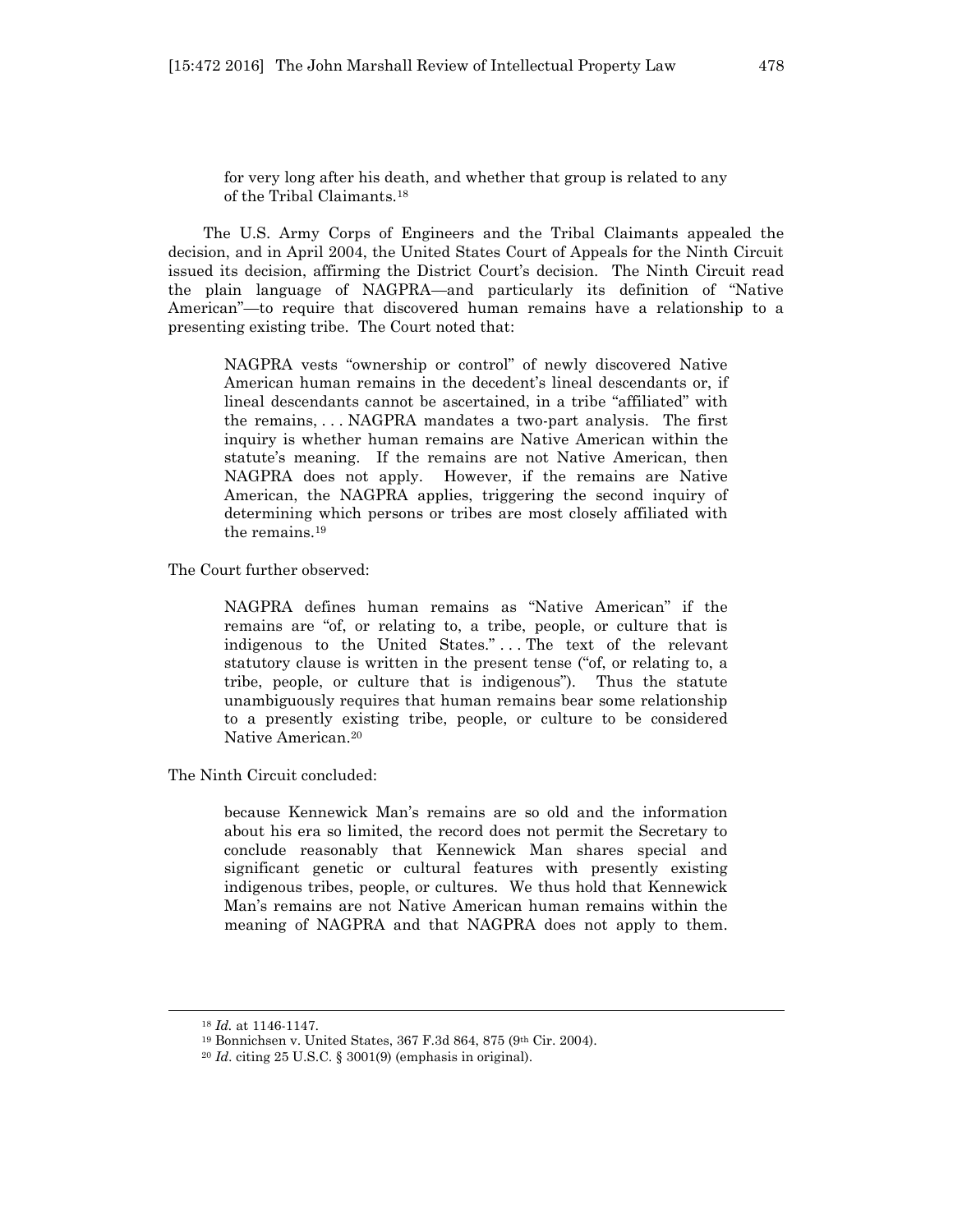for very long after his death, and whether that group is related to any of the Tribal Claimants.[18]

The U.S. Army Corps of Engineers and the Tribal Claimants appealed the decision, and in April 2004, the United States Court of Appeals for the Ninth Circuit issued its decision, affirming the District Court's decision. The Ninth Circuit read the plain language of NAGPRA—and particularly its definition of "Native American"—to require that discovered human remains have a relationship to a presenting existing tribe. The Court noted that:

> NAGPRA vests "ownership or control" of newly discovered Native American human remains in the decedent's lineal descendants or, if lineal descendants cannot be ascertained, in a tribe "affiliated" with the remains, . . . NAGPRA mandates a two-part analysis. The first inquiry is whether human remains are Native American within the statute's meaning. If the remains are not Native American, then NAGPRA does not apply. However, if the remains are Native American, the NAGPRA applies, triggering the second inquiry of determining which persons or tribes are most closely affiliated with the remains.[19]

The Court further observed:

> NAGPRA defines human remains as "Native American" if the remains are "of, or relating to, a tribe, people, or culture that is indigenous to the United States." . . . The text of the relevant statutory clause is written in the present tense ("of, or relating to, a tribe, people, or culture that is indigenous"). Thus the statute unambiguously requires that human remains bear some relationship to a presently existing tribe, people, or culture to be considered Native American.[20]

The Ninth Circuit concluded:

> because Kennewick Man's remains are so old and the information about his era so limited, the record does not permit the Secretary to conclude reasonably that Kennewick Man shares special and significant genetic or cultural features with presently existing indigenous tribes, people, or cultures. We thus hold that Kennewick Man's remains are not Native American human remains within the meaning of NAGPRA and that NAGPRA does not apply to them.

---

[18] *Id.* at 1146-1147.

[19] Bonnichsen v. United States, 367 F.3d 864, 875 (9th Cir. 2004).

[20] *Id*. citing 25 U.S.C. § 3001(9) (emphasis in original).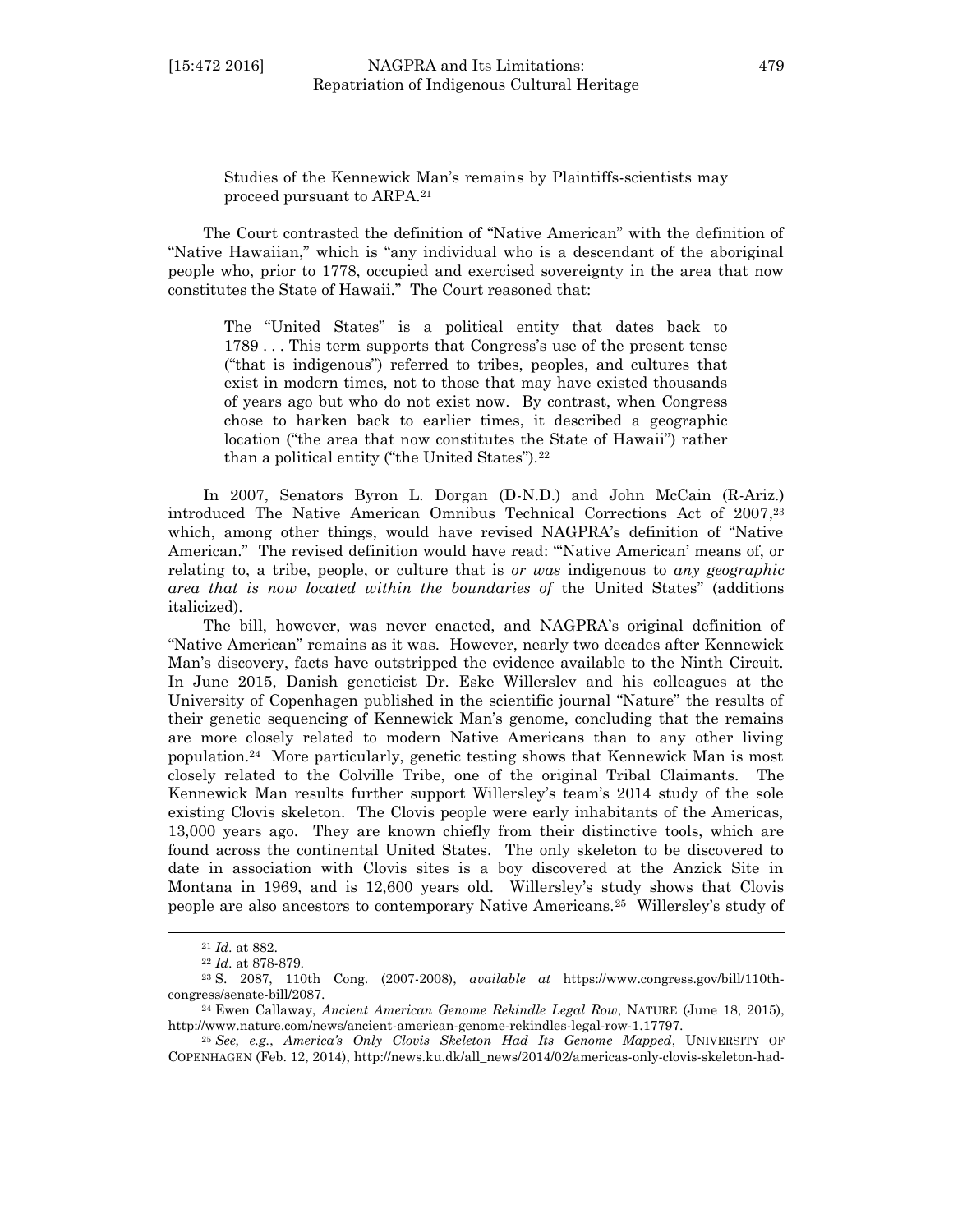> Studies of the Kennewick Man's remains by Plaintiffs-scientists may proceed pursuant to ARPA.[21]

The Court contrasted the definition of "Native American" with the definition of "Native Hawaiian," which is "any individual who is a descendant of the aboriginal people who, prior to 1778, occupied and exercised sovereignty in the area that now constitutes the State of Hawaii." The Court reasoned that:

> The "United States" is a political entity that dates back to 1789 . . . This term supports that Congress's use of the present tense ("that is indigenous") referred to tribes, peoples, and cultures that exist in modern times, not to those that may have existed thousands of years ago but who do not exist now. By contrast, when Congress chose to harken back to earlier times, it described a geographic location ("the area that now constitutes the State of Hawaii") rather than a political entity ("the United States").[22]

In 2007, Senators Byron L. Dorgan (D-N.D.) and John McCain (R-Ariz.) introduced The Native American Omnibus Technical Corrections Act of 2007,[23] which, among other things, would have revised NAGPRA's definition of "Native American." The revised definition would have read: "'Native American' means of, or relating to, a tribe, people, or culture that is *or was* indigenous to *any geographic area that is now located within the boundaries of* the United States" (additions italicized).

The bill, however, was never enacted, and NAGPRA's original definition of "Native American" remains as it was. However, nearly two decades after Kennewick Man's discovery, facts have outstripped the evidence available to the Ninth Circuit. In June 2015, Danish geneticist Dr. Eske Willerslev and his colleagues at the University of Copenhagen published in the scientific journal "Nature" the results of their genetic sequencing of Kennewick Man's genome, concluding that the remains are more closely related to modern Native Americans than to any other living population.[24] More particularly, genetic testing shows that Kennewick Man is most closely related to the Colville Tribe, one of the original Tribal Claimants. The Kennewick Man results further support Willersley's team's 2014 study of the sole existing Clovis skeleton. The Clovis people were early inhabitants of the Americas, 13,000 years ago. They are known chiefly from their distinctive tools, which are found across the continental United States. The only skeleton to be discovered to date in association with Clovis sites is a boy discovered at the Anzick Site in Montana in 1969, and is 12,600 years old. Willersley's study shows that Clovis people are also ancestors to contemporary Native Americans.[25] Willersley's study of

---

[21] *Id.* at 882.

[22] *Id.* at 878-879.

[23] S. 2087, 110th Cong. (2007-2008), *available at* https://www.congress.gov/bill/110th-congress/senate-bill/2087.

[24] Ewen Callaway, *Ancient American Genome Rekindle Legal Row*, NATURE (June 18, 2015), http://www.nature.com/news/ancient-american-genome-rekindles-legal-row-1.17797.

[25] *See, e.g.*, *America's Only Clovis Skeleton Had Its Genome Mapped*, UNIVERSITY OF COPENHAGEN (Feb. 12, 2014), http://news.ku.dk/all_news/2014/02/americas-only-clovis-skeleton-had-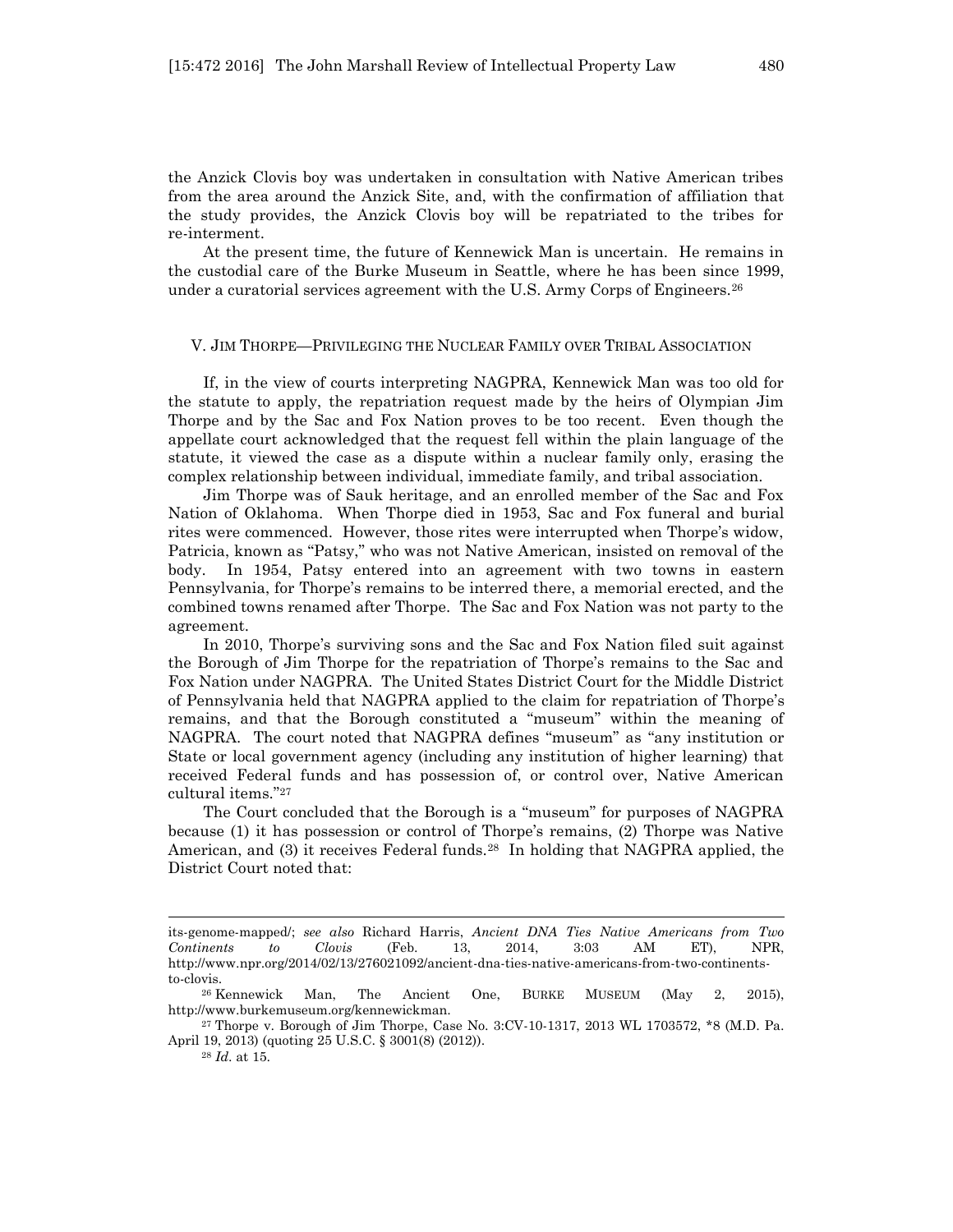the Anzick Clovis boy was undertaken in consultation with Native American tribes from the area around the Anzick Site, and, with the confirmation of affiliation that the study provides, the Anzick Clovis boy will be repatriated to the tribes for re-interment.

At the present time, the future of Kennewick Man is uncertain. He remains in the custodial care of the Burke Museum in Seattle, where he has been since 1999, under a curatorial services agreement with the U.S. Army Corps of Engineers.[26]

## V. Jim Thorpe—Privileging the Nuclear Family over Tribal Association

If, in the view of courts interpreting NAGPRA, Kennewick Man was too old for the statute to apply, the repatriation request made by the heirs of Olympian Jim Thorpe and by the Sac and Fox Nation proves to be too recent. Even though the appellate court acknowledged that the request fell within the plain language of the statute, it viewed the case as a dispute within a nuclear family only, erasing the complex relationship between individual, immediate family, and tribal association.

Jim Thorpe was of Sauk heritage, and an enrolled member of the Sac and Fox Nation of Oklahoma. When Thorpe died in 1953, Sac and Fox funeral and burial rites were commenced. However, those rites were interrupted when Thorpe's widow, Patricia, known as "Patsy," who was not Native American, insisted on removal of the body. In 1954, Patsy entered into an agreement with two towns in eastern Pennsylvania, for Thorpe's remains to be interred there, a memorial erected, and the combined towns renamed after Thorpe. The Sac and Fox Nation was not party to the agreement.

In 2010, Thorpe's surviving sons and the Sac and Fox Nation filed suit against the Borough of Jim Thorpe for the repatriation of Thorpe's remains to the Sac and Fox Nation under NAGPRA. The United States District Court for the Middle District of Pennsylvania held that NAGPRA applied to the claim for repatriation of Thorpe's remains, and that the Borough constituted a "museum" within the meaning of NAGPRA. The court noted that NAGPRA defines "museum" as "any institution or State or local government agency (including any institution of higher learning) that received Federal funds and has possession of, or control over, Native American cultural items."[27]

The Court concluded that the Borough is a "museum" for purposes of NAGPRA because (1) it has possession or control of Thorpe's remains, (2) Thorpe was Native American, and (3) it receives Federal funds.[28] In holding that NAGPRA applied, the District Court noted that:

---

its-genome-mapped/; *see also* Richard Harris, *Ancient DNA Ties Native Americans from Two Continents to Clovis* (Feb. 13, 2014, 3:03 AM ET), NPR, http://www.npr.org/2014/02/13/276021092/ancient-dna-ties-native-americans-from-two-continents-to-clovis.

[26] Kennewick Man, The Ancient One, BURKE MUSEUM (May 2, 2015), http://www.burkemuseum.org/kennewickman.

[27] Thorpe v. Borough of Jim Thorpe, Case No. 3:CV-10-1317, 2013 WL 1703572, *8 (M.D. Pa. April 19, 2013) (quoting 25 U.S.C. § 3001(8) (2012)).

[28] *Id*. at 15.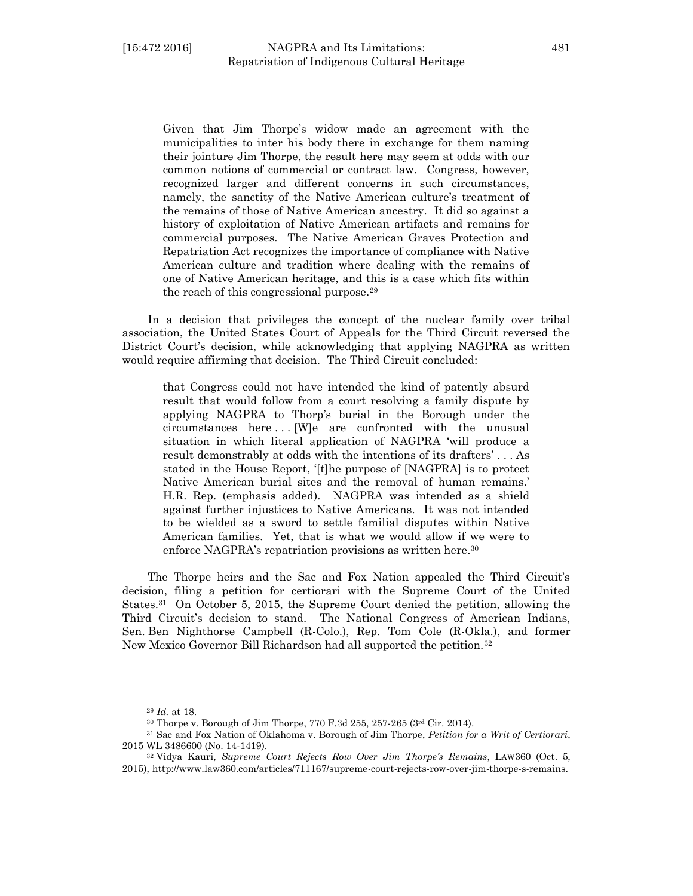> Given that Jim Thorpe's widow made an agreement with the municipalities to inter his body there in exchange for them naming their jointure Jim Thorpe, the result here may seem at odds with our common notions of commercial or contract law. Congress, however, recognized larger and different concerns in such circumstances, namely, the sanctity of the Native American culture's treatment of the remains of those of Native American ancestry. It did so against a history of exploitation of Native American artifacts and remains for commercial purposes. The Native American Graves Protection and Repatriation Act recognizes the importance of compliance with Native American culture and tradition where dealing with the remains of one of Native American heritage, and this is a case which fits within the reach of this congressional purpose.[29]

In a decision that privileges the concept of the nuclear family over tribal association, the United States Court of Appeals for the Third Circuit reversed the District Court's decision, while acknowledging that applying NAGPRA as written would require affirming that decision. The Third Circuit concluded:

> that Congress could not have intended the kind of patently absurd result that would follow from a court resolving a family dispute by applying NAGPRA to Thorp's burial in the Borough under the circumstances here . . . [W]e are confronted with the unusual situation in which literal application of NAGPRA 'will produce a result demonstrably at odds with the intentions of its drafters' . . . As stated in the House Report, '[t]he purpose of [NAGPRA] is to protect Native American burial sites and the removal of human remains.' H.R. Rep. (emphasis added). NAGPRA was intended as a shield against further injustices to Native Americans. It was not intended to be wielded as a sword to settle familial disputes within Native American families. Yet, that is what we would allow if we were to enforce NAGPRA's repatriation provisions as written here.[30]

The Thorpe heirs and the Sac and Fox Nation appealed the Third Circuit's decision, filing a petition for certiorari with the Supreme Court of the United States.[31] On October 5, 2015, the Supreme Court denied the petition, allowing the Third Circuit's decision to stand. The National Congress of American Indians, Sen. Ben Nighthorse Campbell (R-Colo.), Rep. Tom Cole (R-Okla.), and former New Mexico Governor Bill Richardson had all supported the petition.[32]

---

[29] *Id.* at 18.

[30] Thorpe v. Borough of Jim Thorpe, 770 F.3d 255, 257-265 (3rd Cir. 2014).

[31] Sac and Fox Nation of Oklahoma v. Borough of Jim Thorpe, *Petition for a Writ of Certiorari*, 2015 WL 3486600 (No. 14-1419).

[32] Vidya Kauri, *Supreme Court Rejects Row Over Jim Thorpe's Remains*, LAW360 (Oct. 5, 2015), http://www.law360.com/articles/711167/supreme-court-rejects-row-over-jim-thorpe-s-remains.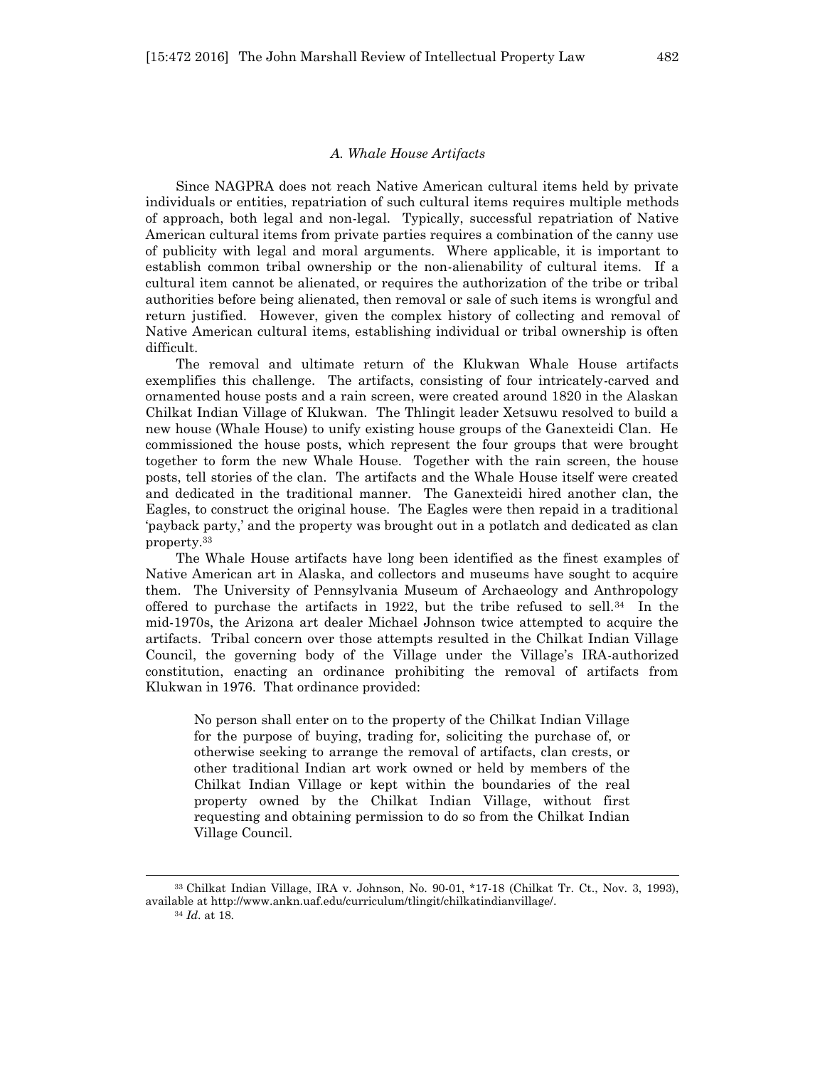### *A. Whale House Artifacts*

Since NAGPRA does not reach Native American cultural items held by private individuals or entities, repatriation of such cultural items requires multiple methods of approach, both legal and non-legal. Typically, successful repatriation of Native American cultural items from private parties requires a combination of the canny use of publicity with legal and moral arguments. Where applicable, it is important to establish common tribal ownership or the non-alienability of cultural items. If a cultural item cannot be alienated, or requires the authorization of the tribe or tribal authorities before being alienated, then removal or sale of such items is wrongful and return justified. However, given the complex history of collecting and removal of Native American cultural items, establishing individual or tribal ownership is often difficult.

The removal and ultimate return of the Klukwan Whale House artifacts exemplifies this challenge. The artifacts, consisting of four intricately-carved and ornamented house posts and a rain screen, were created around 1820 in the Alaskan Chilkat Indian Village of Klukwan. The Thlingit leader Xetsuwu resolved to build a new house (Whale House) to unify existing house groups of the Ganexteidi Clan. He commissioned the house posts, which represent the four groups that were brought together to form the new Whale House. Together with the rain screen, the house posts, tell stories of the clan. The artifacts and the Whale House itself were created and dedicated in the traditional manner. The Ganexteidi hired another clan, the Eagles, to construct the original house. The Eagles were then repaid in a traditional 'payback party,' and the property was brought out in a potlatch and dedicated as clan property.[33]

The Whale House artifacts have long been identified as the finest examples of Native American art in Alaska, and collectors and museums have sought to acquire them. The University of Pennsylvania Museum of Archaeology and Anthropology offered to purchase the artifacts in 1922, but the tribe refused to sell.[34] In the mid-1970s, the Arizona art dealer Michael Johnson twice attempted to acquire the artifacts. Tribal concern over those attempts resulted in the Chilkat Indian Village Council, the governing body of the Village under the Village's IRA-authorized constitution, enacting an ordinance prohibiting the removal of artifacts from Klukwan in 1976. That ordinance provided:

> No person shall enter on to the property of the Chilkat Indian Village for the purpose of buying, trading for, soliciting the purchase of, or otherwise seeking to arrange the removal of artifacts, clan crests, or other traditional Indian art work owned or held by members of the Chilkat Indian Village or kept within the boundaries of the real property owned by the Chilkat Indian Village, without first requesting and obtaining permission to do so from the Chilkat Indian Village Council.

---

[33] Chilkat Indian Village, IRA v. Johnson, No. 90-01, *17-18 (Chilkat Tr. Ct., Nov. 3, 1993), available at http://www.ankn.uaf.edu/curriculum/tlingit/chilkatindianvillage/.

[34] *Id*. at 18.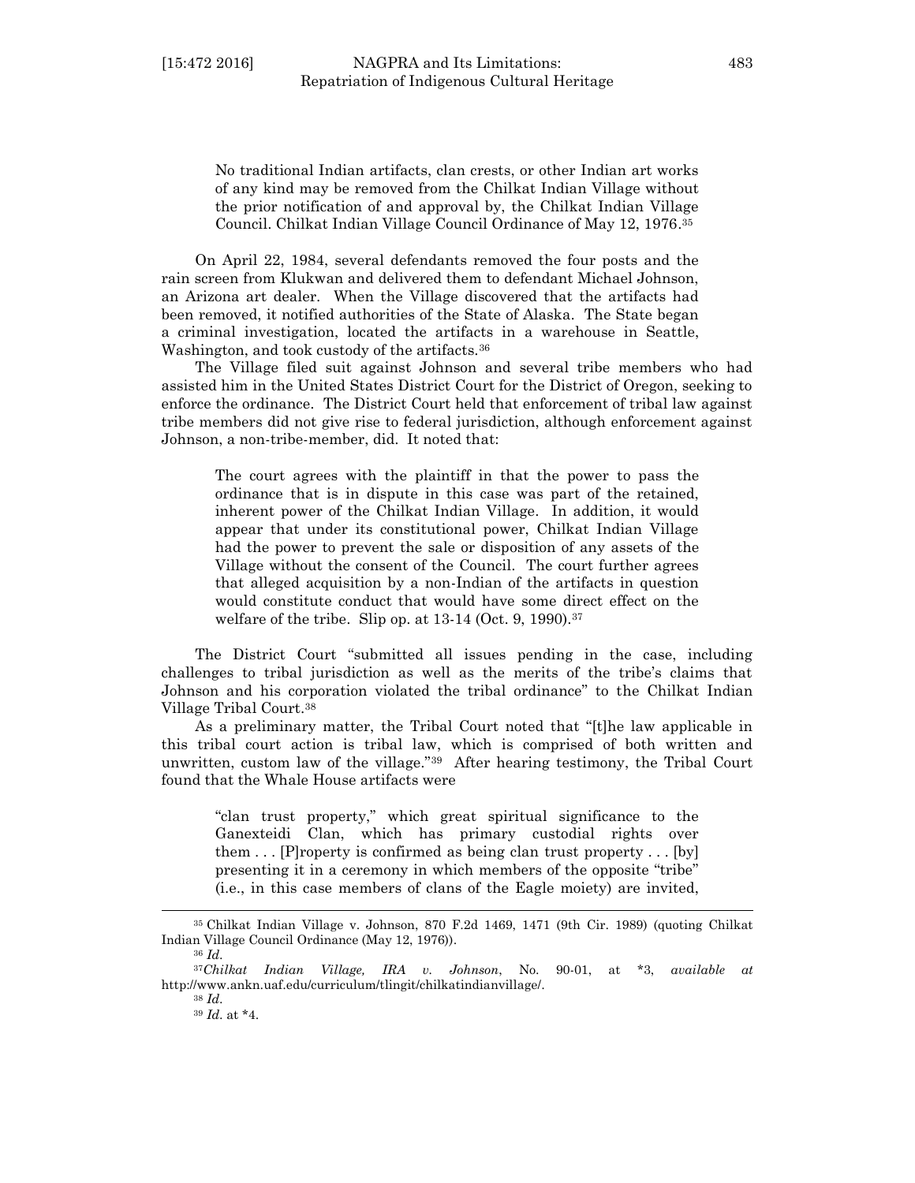> No traditional Indian artifacts, clan crests, or other Indian art works of any kind may be removed from the Chilkat Indian Village without the prior notification of and approval by, the Chilkat Indian Village Council. Chilkat Indian Village Council Ordinance of May 12, 1976.[35]

On April 22, 1984, several defendants removed the four posts and the rain screen from Klukwan and delivered them to defendant Michael Johnson, an Arizona art dealer. When the Village discovered that the artifacts had been removed, it notified authorities of the State of Alaska. The State began a criminal investigation, located the artifacts in a warehouse in Seattle, Washington, and took custody of the artifacts.[36]

The Village filed suit against Johnson and several tribe members who had assisted him in the United States District Court for the District of Oregon, seeking to enforce the ordinance. The District Court held that enforcement of tribal law against tribe members did not give rise to federal jurisdiction, although enforcement against Johnson, a non-tribe-member, did. It noted that:

> The court agrees with the plaintiff in that the power to pass the ordinance that is in dispute in this case was part of the retained, inherent power of the Chilkat Indian Village. In addition, it would appear that under its constitutional power, Chilkat Indian Village had the power to prevent the sale or disposition of any assets of the Village without the consent of the Council. The court further agrees that alleged acquisition by a non-Indian of the artifacts in question would constitute conduct that would have some direct effect on the welfare of the tribe. Slip op. at 13-14 (Oct. 9, 1990).[37]

The District Court "submitted all issues pending in the case, including challenges to tribal jurisdiction as well as the merits of the tribe's claims that Johnson and his corporation violated the tribal ordinance" to the Chilkat Indian Village Tribal Court.[38]

As a preliminary matter, the Tribal Court noted that "[t]he law applicable in this tribal court action is tribal law, which is comprised of both written and unwritten, custom law of the village."[39] After hearing testimony, the Tribal Court found that the Whale House artifacts were

> "clan trust property," which great spiritual significance to the Ganexteidi Clan, which has primary custodial rights over them . . . [P]roperty is confirmed as being clan trust property . . . [by] presenting it in a ceremony in which members of the opposite "tribe" (i.e., in this case members of clans of the Eagle moiety) are invited,

---

[35] Chilkat Indian Village v. Johnson, 870 F.2d 1469, 1471 (9th Cir. 1989) (quoting Chilkat Indian Village Council Ordinance (May 12, 1976)).

[36] *Id.*

[37] *Chilkat Indian Village, IRA v. Johnson*, No. 90-01, at \*3, *available at* http://www.ankn.uaf.edu/curriculum/tlingit/chilkatindianvillage/.

[38] *Id.*

[39] *Id.* at \*4.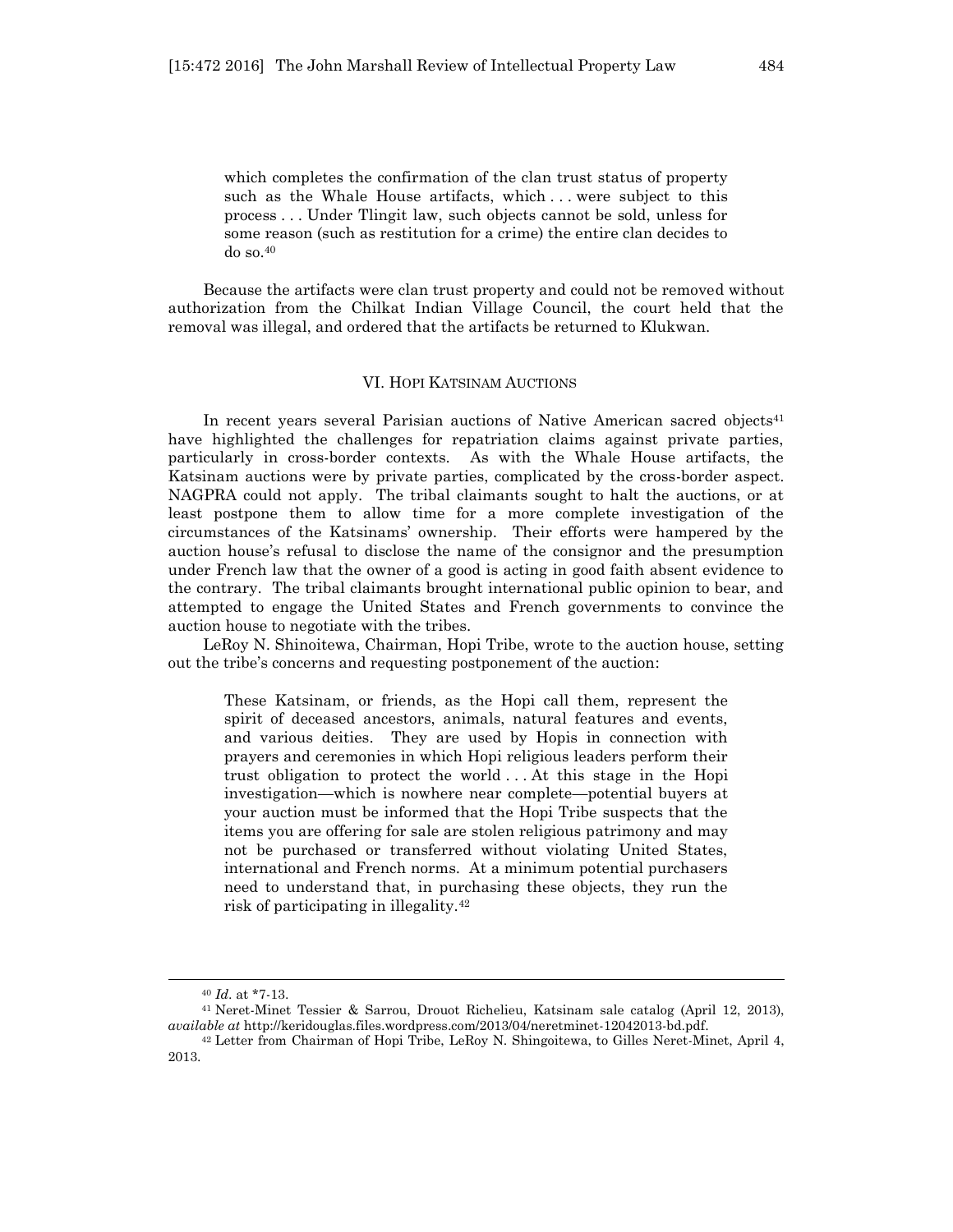> which completes the confirmation of the clan trust status of property such as the Whale House artifacts, which . . . were subject to this process . . . Under Tlingit law, such objects cannot be sold, unless for some reason (such as restitution for a crime) the entire clan decides to do so.[40]

Because the artifacts were clan trust property and could not be removed without authorization from the Chilkat Indian Village Council, the court held that the removal was illegal, and ordered that the artifacts be returned to Klukwan.

## VI. Hopi Katsinam Auctions

In recent years several Parisian auctions of Native American sacred objects[41] have highlighted the challenges for repatriation claims against private parties, particularly in cross-border contexts. As with the Whale House artifacts, the Katsinam auctions were by private parties, complicated by the cross-border aspect. NAGPRA could not apply. The tribal claimants sought to halt the auctions, or at least postpone them to allow time for a more complete investigation of the circumstances of the Katsinams' ownership. Their efforts were hampered by the auction house's refusal to disclose the name of the consignor and the presumption under French law that the owner of a good is acting in good faith absent evidence to the contrary. The tribal claimants brought international public opinion to bear, and attempted to engage the United States and French governments to convince the auction house to negotiate with the tribes.

LeRoy N. Shinoitewa, Chairman, Hopi Tribe, wrote to the auction house, setting out the tribe's concerns and requesting postponement of the auction:

> These Katsinam, or friends, as the Hopi call them, represent the spirit of deceased ancestors, animals, natural features and events, and various deities. They are used by Hopis in connection with prayers and ceremonies in which Hopi religious leaders perform their trust obligation to protect the world . . . At this stage in the Hopi investigation—which is nowhere near complete—potential buyers at your auction must be informed that the Hopi Tribe suspects that the items you are offering for sale are stolen religious patrimony and may not be purchased or transferred without violating United States, international and French norms. At a minimum potential purchasers need to understand that, in purchasing these objects, they run the risk of participating in illegality.[42]

---

[40] *Id*. at *7-13.

[41] Neret-Minet Tessier & Sarrou, Drouot Richelieu, Katsinam sale catalog (April 12, 2013), *available at* http://keridouglas.files.wordpress.com/2013/04/neretminet-12042013-bd.pdf.

[42] Letter from Chairman of Hopi Tribe, LeRoy N. Shingoitewa, to Gilles Neret-Minet, April 4, 2013.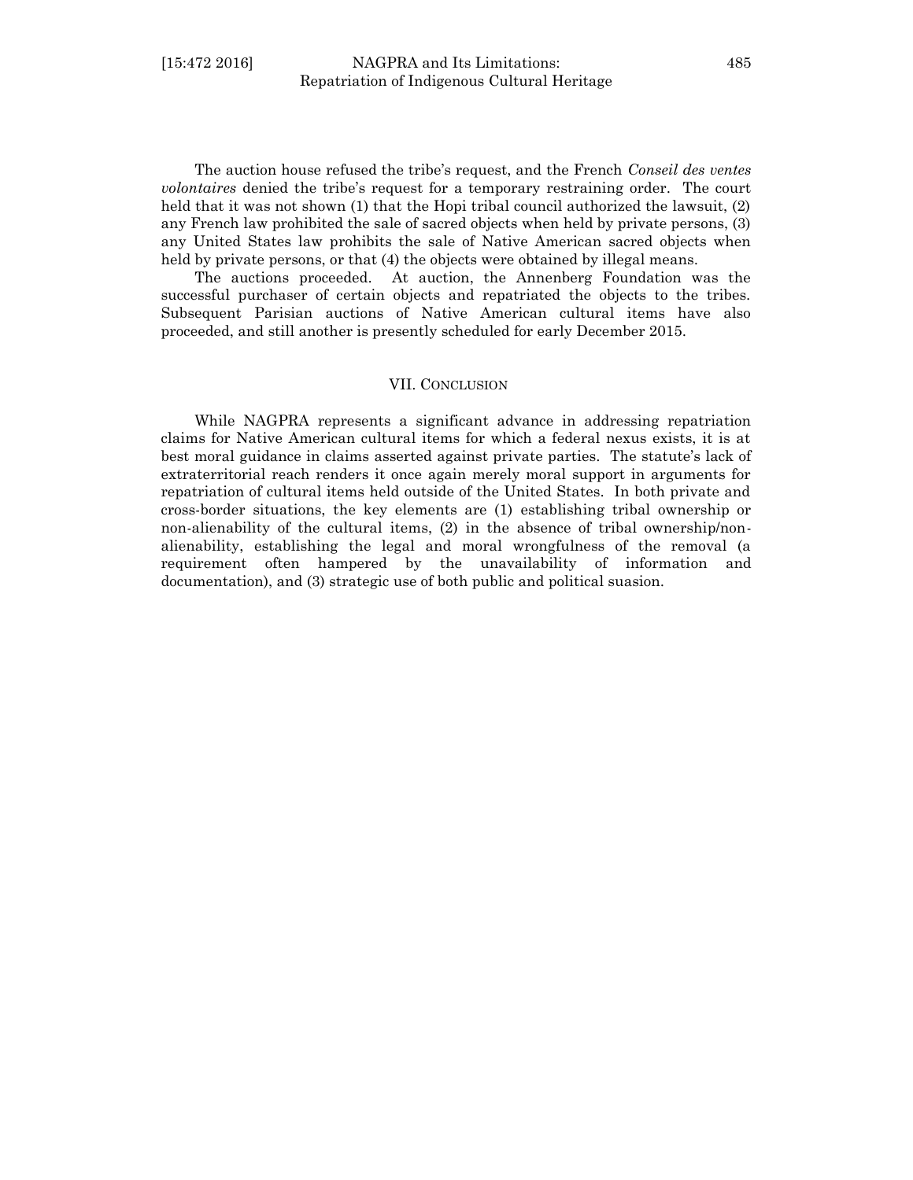The auction house refused the tribe's request, and the French *Conseil des ventes volontaires* denied the tribe's request for a temporary restraining order. The court held that it was not shown (1) that the Hopi tribal council authorized the lawsuit, (2) any French law prohibited the sale of sacred objects when held by private persons, (3) any United States law prohibits the sale of Native American sacred objects when held by private persons, or that (4) the objects were obtained by illegal means.

The auctions proceeded. At auction, the Annenberg Foundation was the successful purchaser of certain objects and repatriated the objects to the tribes. Subsequent Parisian auctions of Native American cultural items have also proceeded, and still another is presently scheduled for early December 2015.

## VII. Conclusion

While NAGPRA represents a significant advance in addressing repatriation claims for Native American cultural items for which a federal nexus exists, it is at best moral guidance in claims asserted against private parties. The statute's lack of extraterritorial reach renders it once again merely moral support in arguments for repatriation of cultural items held outside of the United States. In both private and cross-border situations, the key elements are (1) establishing tribal ownership or non-alienability of the cultural items, (2) in the absence of tribal ownership/non-alienability, establishing the legal and moral wrongfulness of the removal (a requirement often hampered by the unavailability of information and documentation), and (3) strategic use of both public and political suasion.